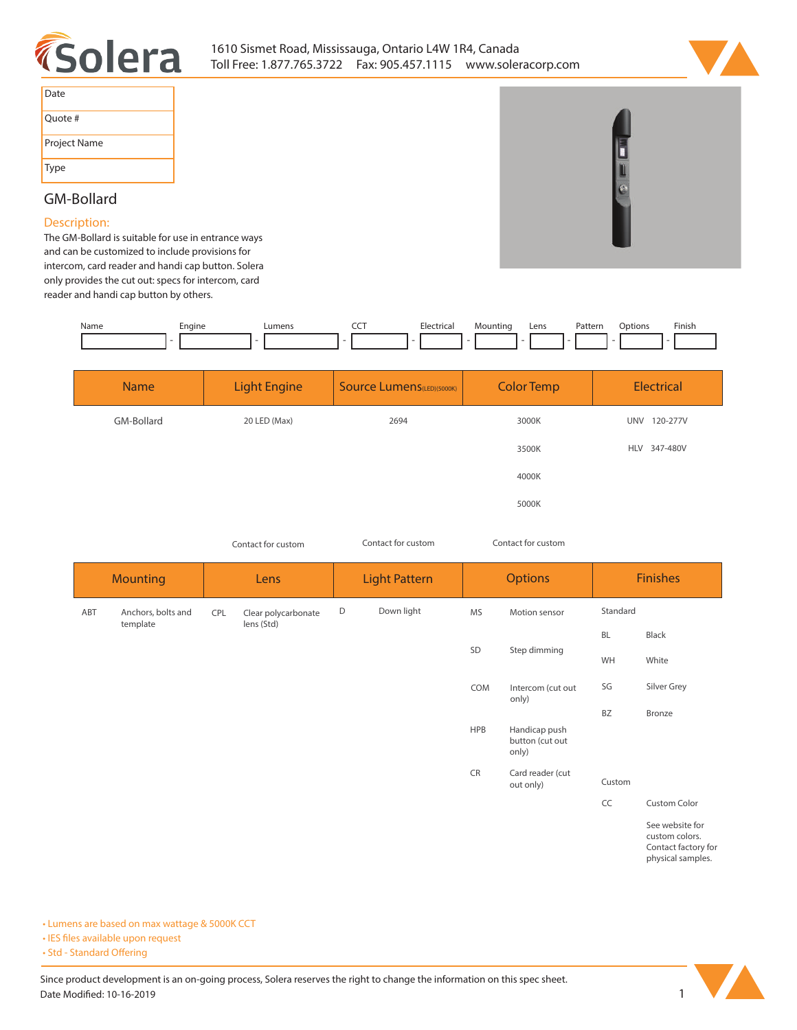1610 Sismet Road, Mississauga, Ontario L4W 1R4, Canada
Toll Free: 1.877.765.3722 Fax: 905.457.1115 www.soleracorp.com

| Date |
|---|
| Quote # |
| Project Name |
| Type |

## GM-Bollard

### Description:

The GM-Bollard is suitable for use in entrance ways and can be customized to include provisions for intercom, card reader and handi cap button. Solera only provides the cut out: specs for intercom, card reader and handi cap button by others.

| Name | Engine | Lumens | CCT | Electrical | Mounting | Lens | Pattern | Options | Finish |
|---|---|---|---|---|---|---|---|---|---|
| | | | | | | | | | |

| Name | Light Engine | Source Lumens (LED)(5000K) | Color Temp | Electrical |
|---|---|---|---|---|
| GM-Bollard | 20 LED (Max) | 2694 | 3000K | UNV 120-277V |
| | | | 3500K | HLV 347-480V |
| | | | 4000K | |
| | | | 5000K | |
| | Contact for custom | Contact for custom | Contact for custom | |

| Mounting | | Lens | | Light Pattern | | Options | | Finishes | |
|---|---|---|---|---|---|---|---|---|---|
| ABT | Anchors, bolts and template | CPL | Clear polycarbonate lens (Std) | D | Down light | MS | Motion sensor | Standard | |
| | | | | | | | | BL | Black |
| | | | | | | SD | Step dimming | WH | White |
| | | | | | | COM | Intercom (cut out only) | SG | Silver Grey |
| | | | | | | | | BZ | Bronze |
| | | | | | | HPB | Handicap push button (cut out only) | | |
| | | | | | | CR | Card reader (cut out only) | Custom | |
| | | | | | | | | CC | Custom Color |
| | | | | | | | | | See website for custom colors. Contact factory for physical samples. |

- Lumens are based on max wattage & 5000K CCT
- IES files available upon request
- Std - Standard Offering

Since product development is an on-going process, Solera reserves the right to change the information on this spec sheet.
Date Modified: 10-16-2019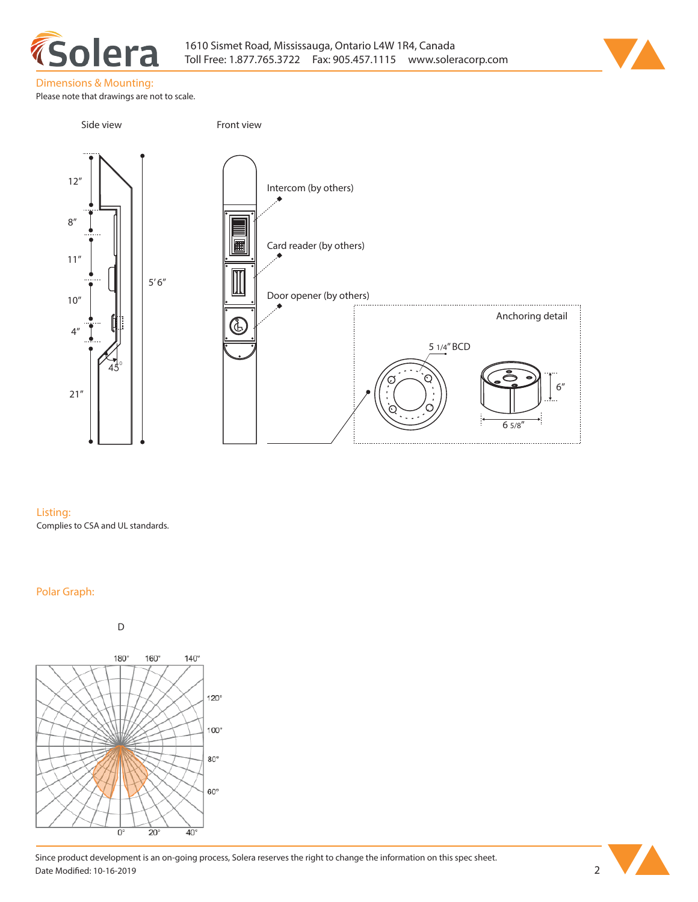## Dimensions & Mounting:

Please note that drawings are not to scale.

Side view

12″
8″
11″
10″
4″
21″
45°
5′6″

Front view

Intercom (by others)

Card reader (by others)

Door opener (by others)

Anchoring detail

5 1/4″ BCD

6″

6 5/8″

## Listing:

Complies to CSA and UL standards.

## Polar Graph:

D

180° 160° 140°
120°
100°
80°
60°
0° 20° 40°

Since product development is an on-going process, Solera reserves the right to change the information on this spec sheet.
Date Modified: 10-16-2019